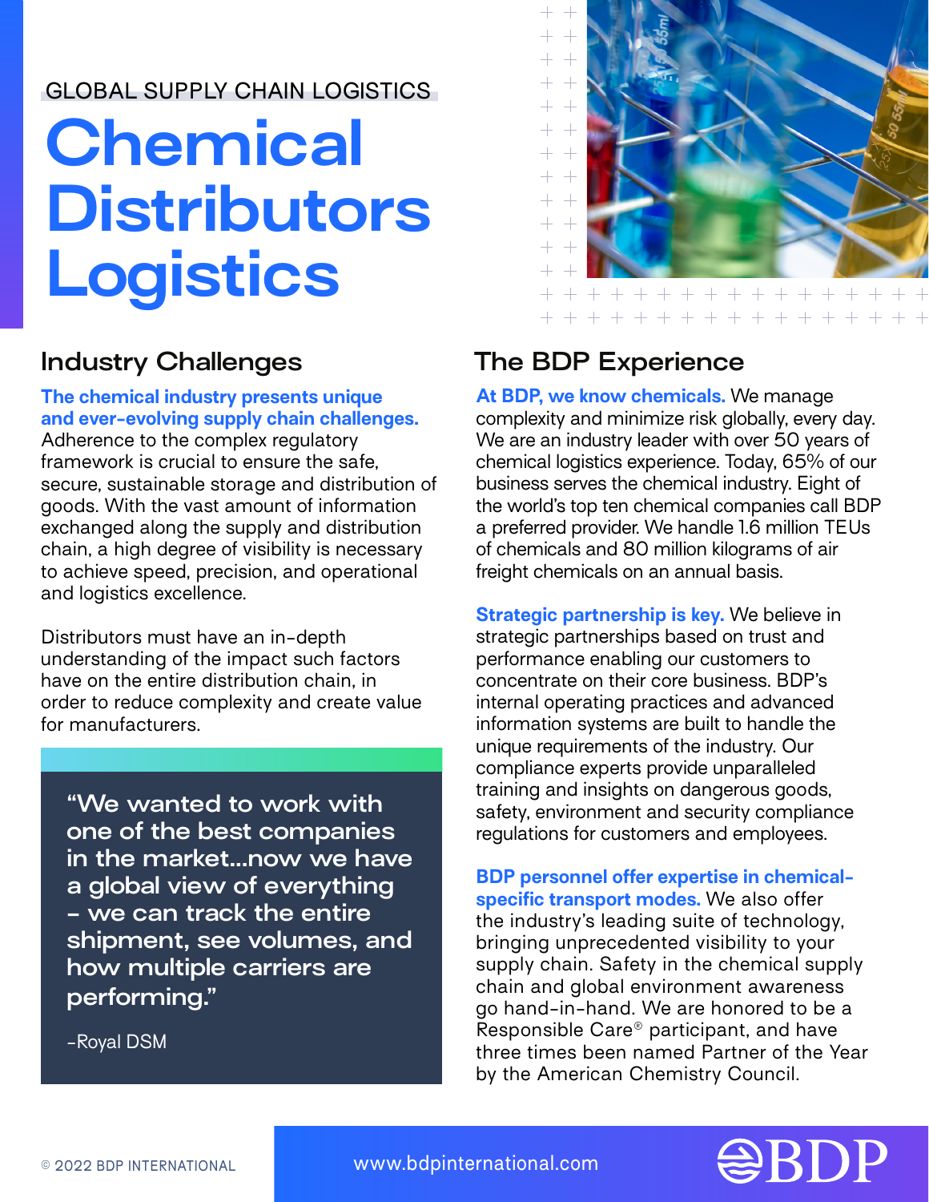GLOBAL SUPPLY CHAIN LOGISTICS

# Chemical Distributors Logistics

## Industry Challenges

**The chemical industry presents unique and ever-evolving supply chain challenges.** Adherence to the complex regulatory framework is crucial to ensure the safe, secure, sustainable storage and distribution of goods. With the vast amount of information exchanged along the supply and distribution chain, a high degree of visibility is necessary to achieve speed, precision, and operational and logistics excellence.

Distributors must have an in-depth understanding of the impact such factors have on the entire distribution chain, in order to reduce complexity and create value for manufacturers.

> "We wanted to work with one of the best companies in the market...now we have a global view of everything – we can track the entire shipment, see volumes, and how multiple carriers are performing."
>
> -Royal DSM

## The BDP Experience

**At BDP, we know chemicals.** We manage complexity and minimize risk globally, every day. We are an industry leader with over 50 years of chemical logistics experience. Today, 65% of our business serves the chemical industry. Eight of the world's top ten chemical companies call BDP a preferred provider. We handle 1.6 million TEUs of chemicals and 80 million kilograms of air freight chemicals on an annual basis.

**Strategic partnership is key.** We believe in strategic partnerships based on trust and performance enabling our customers to concentrate on their core business. BDP's internal operating practices and advanced information systems are built to handle the unique requirements of the industry. Our compliance experts provide unparalleled training and insights on dangerous goods, safety, environment and security compliance regulations for customers and employees.

**BDP personnel offer expertise in chemical-specific transport modes.** We also offer the industry's leading suite of technology, bringing unprecedented visibility to your supply chain. Safety in the chemical supply chain and global environment awareness go hand-in-hand. We are honored to be a Responsible Care® participant, and have three times been named Partner of the Year by the American Chemistry Council.

© 2022 BDP INTERNATIONAL

www.bdpinternational.com

BDP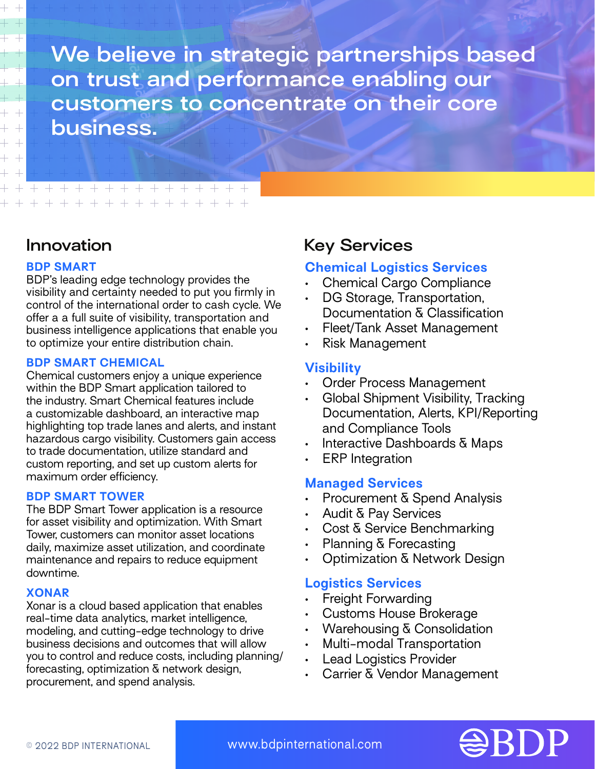We believe in strategic partnerships based on trust and performance enabling our customers to concentrate on their core business.

## Innovation

### BDP SMART

BDP's leading edge technology provides the visibility and certainty needed to put you firmly in control of the international order to cash cycle. We offer a a full suite of visibility, transportation and business intelligence applications that enable you to optimize your entire distribution chain.

### BDP SMART CHEMICAL

Chemical customers enjoy a unique experience within the BDP Smart application tailored to the industry. Smart Chemical features include a customizable dashboard, an interactive map highlighting top trade lanes and alerts, and instant hazardous cargo visibility. Customers gain access to trade documentation, utilize standard and custom reporting, and set up custom alerts for maximum order efficiency.

### BDP SMART TOWER

The BDP Smart Tower application is a resource for asset visibility and optimization. With Smart Tower, customers can monitor asset locations daily, maximize asset utilization, and coordinate maintenance and repairs to reduce equipment downtime.

### XONAR

Xonar is a cloud based application that enables real-time data analytics, market intelligence, modeling, and cutting-edge technology to drive business decisions and outcomes that will allow you to control and reduce costs, including planning/forecasting, optimization & network design, procurement, and spend analysis.

## Key Services

### Chemical Logistics Services

- Chemical Cargo Compliance
- DG Storage, Transportation, Documentation & Classification
- Fleet/Tank Asset Management
- Risk Management

### Visibility

- Order Process Management
- Global Shipment Visibility, Tracking Documentation, Alerts, KPI/Reporting and Compliance Tools
- Interactive Dashboards & Maps
- ERP Integration

### Managed Services

- Procurement & Spend Analysis
- Audit & Pay Services
- Cost & Service Benchmarking
- Planning & Forecasting
- Optimization & Network Design

### Logistics Services

- Freight Forwarding
- Customs House Brokerage
- Warehousing & Consolidation
- Multi-modal Transportation
- Lead Logistics Provider
- Carrier & Vendor Management

© 2022 BDP INTERNATIONAL

www.bdpinternational.com

BDP